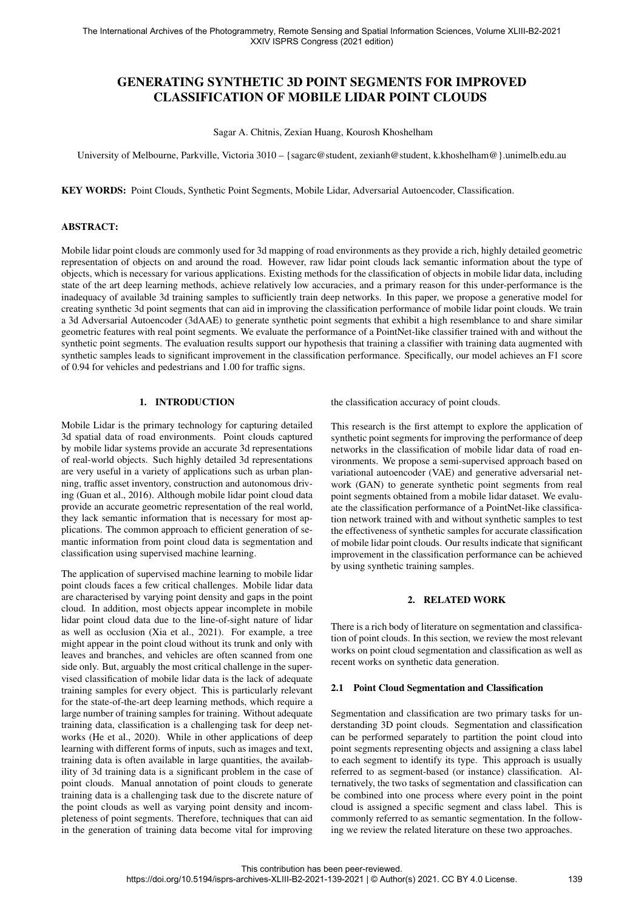# GENERATING SYNTHETIC 3D POINT SEGMENTS FOR IMPROVED CLASSIFICATION OF MOBILE LIDAR POINT CLOUDS

Sagar A. Chitnis, Zexian Huang, Kourosh Khoshelham

University of Melbourne, Parkville, Victoria 3010 – {sagarc@student, zexianh@student, k.khoshelham@}.unimelb.edu.au

**KEY WORDS:** Point Clouds, Synthetic Point Segments, Mobile Lidar, Adversarial Autoencoder, Classification.

## ABSTRACT:

Mobile lidar point clouds are commonly used for 3d mapping of road environments as they provide a rich, highly detailed geometric representation of objects on and around the road. However, raw lidar point clouds lack semantic information about the type of objects, which is necessary for various applications. Existing methods for the classification of objects in mobile lidar data, including state of the art deep learning methods, achieve relatively low accuracies, and a primary reason for this under-performance is the inadequacy of available 3d training samples to sufficiently train deep networks. In this paper, we propose a generative model for creating synthetic 3d point segments that can aid in improving the classification performance of mobile lidar point clouds. We train a 3d Adversarial Autoencoder (3dAAE) to generate synthetic point segments that exhibit a high resemblance to and share similar geometric features with real point segments. We evaluate the performance of a PointNet-like classifier trained with and without the synthetic point segments. The evaluation results support our hypothesis that training a classifier with training data augmented with synthetic samples leads to significant improvement in the classification performance. Specifically, our model achieves an F1 score of 0.94 for vehicles and pedestrians and 1.00 for traffic signs.

## 1. INTRODUCTION

Mobile Lidar is the primary technology for capturing detailed 3d spatial data of road environments. Point clouds captured by mobile lidar systems provide an accurate 3d representations of real-world objects. Such highly detailed 3d representations are very useful in a variety of applications such as urban planning, traffic asset inventory, construction and autonomous driving (Guan et al., 2016). Although mobile lidar point cloud data provide an accurate geometric representation of the real world, they lack semantic information that is necessary for most applications. The common approach to efficient generation of semantic information from point cloud data is segmentation and classification using supervised machine learning.

The application of supervised machine learning to mobile lidar point clouds faces a few critical challenges. Mobile lidar data are characterised by varying point density and gaps in the point cloud. In addition, most objects appear incomplete in mobile lidar point cloud data due to the line-of-sight nature of lidar as well as occlusion (Xia et al., 2021). For example, a tree might appear in the point cloud without its trunk and only with leaves and branches, and vehicles are often scanned from one side only. But, arguably the most critical challenge in the supervised classification of mobile lidar data is the lack of adequate training samples for every object. This is particularly relevant for the state-of-the-art deep learning methods, which require a large number of training samples for training. Without adequate training data, classification is a challenging task for deep networks (He et al., 2020). While in other applications of deep learning with different forms of inputs, such as images and text, training data is often available in large quantities, the availability of 3d training data is a significant problem in the case of point clouds. Manual annotation of point clouds to generate training data is a challenging task due to the discrete nature of the point clouds as well as varying point density and incompleteness of point segments. Therefore, techniques that can aid in the generation of training data become vital for improving the classification accuracy of point clouds.

This research is the first attempt to explore the application of synthetic point segments for improving the performance of deep networks in the classification of mobile lidar data of road environments. We propose a semi-supervised approach based on variational autoencoder (VAE) and generative adversarial network (GAN) to generate synthetic point segments from real point segments obtained from a mobile lidar dataset. We evaluate the classification performance of a PointNet-like classification network trained with and without synthetic samples to test the effectiveness of synthetic samples for accurate classification of mobile lidar point clouds. Our results indicate that significant improvement in the classification performance can be achieved by using synthetic training samples.

## 2. RELATED WORK

There is a rich body of literature on segmentation and classification of point clouds. In this section, we review the most relevant works on point cloud segmentation and classification as well as recent works on synthetic data generation.

### 2.1 Point Cloud Segmentation and Classification

Segmentation and classification are two primary tasks for understanding 3D point clouds. Segmentation and classification can be performed separately to partition the point cloud into point segments representing objects and assigning a class label to each segment to identify its type. This approach is usually referred to as segment-based (or instance) classification. Alternatively, the two tasks of segmentation and classification can be combined into one process where every point in the point cloud is assigned a specific segment and class label. This is commonly referred to as semantic segmentation. In the following we review the related literature on these two approaches.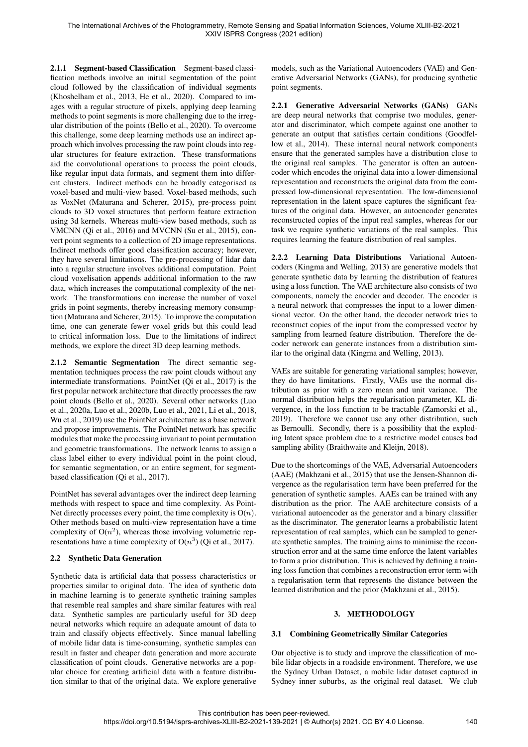**2.1.1 Segment-based Classification** Segment-based classification methods involve an initial segmentation of the point cloud followed by the classification of individual segments (Khoshelham et al., 2013, He et al., 2020). Compared to images with a regular structure of pixels, applying deep learning methods to point segments is more challenging due to the irregular distribution of the points (Bello et al., 2020). To overcome this challenge, some deep learning methods use an indirect approach which involves processing the raw point clouds into regular structures for feature extraction. These transformations aid the convolutional operations to process the point clouds, like regular input data formats, and segment them into different clusters. Indirect methods can be broadly categorised as voxel-based and multi-view based. Voxel-based methods, such as VoxNet (Maturana and Scherer, 2015), pre-process point clouds to 3D voxel structures that perform feature extraction using 3d kernels. Whereas multi-view based methods, such as VMCNN (Qi et al., 2016) and MVCNN (Su et al., 2015), convert point segments to a collection of 2D image representations. Indirect methods offer good classification accuracy; however, they have several limitations. The pre-processing of lidar data into a regular structure involves additional computation. Point cloud voxelisation appends additional information to the raw data, which increases the computational complexity of the network. The transformations can increase the number of voxel grids in point segments, thereby increasing memory consumption (Maturana and Scherer, 2015). To improve the computation time, one can generate fewer voxel grids but this could lead to critical information loss. Due to the limitations of indirect methods, we explore the direct 3D deep learning methods.

**2.1.2 Semantic Segmentation** The direct semantic segmentation techniques process the raw point clouds without any intermediate transformations. PointNet (Qi et al., 2017) is the first popular network architecture that directly processes the raw point clouds (Bello et al., 2020). Several other networks (Luo et al., 2020a, Luo et al., 2020b, Luo et al., 2021, Li et al., 2018, Wu et al., 2019) use the PointNet architecture as a base network and propose improvements. The PointNet network has specific modules that make the processing invariant to point permutation and geometric transformations. The network learns to assign a class label either to every individual point in the point cloud, for semantic segmentation, or an entire segment, for segment-based classification (Qi et al., 2017).

PointNet has several advantages over the indirect deep learning methods with respect to space and time complexity. As PointNet directly processes every point, the time complexity is $O(n)$. Other methods based on multi-view representation have a time complexity of $O(n^2)$, whereas those involving volumetric representations have a time complexity of $O(n^3)$ (Qi et al., 2017).

### 2.2 Synthetic Data Generation

Synthetic data is artificial data that possess characteristics or properties similar to original data. The idea of synthetic data in machine learning is to generate synthetic training samples that resemble real samples and share similar features with real data. Synthetic samples are particularly useful for 3D deep neural networks which require an adequate amount of data to train and classify objects effectively. Since manual labelling of mobile lidar data is time-consuming, synthetic samples can result in faster and cheaper data generation and more accurate classification of point clouds. Generative networks are a popular choice for creating artificial data with a feature distribution similar to that of the original data. We explore generative models, such as the Variational Autoencoders (VAE) and Generative Adversarial Networks (GANs), for producing synthetic point segments.

**2.2.1 Generative Adversarial Networks (GANs)** GANs are deep neural networks that comprise two modules, generator and discriminator, which compete against one another to generate an output that satisfies certain conditions (Goodfellow et al., 2014). These internal neural network components ensure that the generated samples have a distribution close to the original real samples. The generator is often an autoencoder which encodes the original data into a lower-dimensional representation and reconstructs the original data from the compressed low-dimensional representation. The low-dimensional representation in the latent space captures the significant features of the original data. However, an autoencoder generates reconstructed copies of the input real samples, whereas for our task we require synthetic variations of the real samples. This requires learning the feature distribution of real samples.

**2.2.2 Learning Data Distributions** Variational Autoencoders (Kingma and Welling, 2013) are generative models that generate synthetic data by learning the distribution of features using a loss function. The VAE architecture also consists of two components, namely the encoder and decoder. The encoder is a neural network that compresses the input to a lower dimensional vector. On the other hand, the decoder network tries to reconstruct copies of the input from the compressed vector by sampling from learned feature distribution. Therefore the decoder network can generate instances from a distribution similar to the original data (Kingma and Welling, 2013).

VAEs are suitable for generating variational samples; however, they do have limitations. Firstly, VAEs use the normal distribution as prior with a zero mean and unit variance. The normal distribution helps the regularisation parameter, KL divergence, in the loss function to be tractable (Zamorski et al., 2019). Therefore we cannot use any other distribution, such as Bernoulli. Secondly, there is a possibility that the exploding latent space problem due to a restrictive model causes bad sampling ability (Braithwaite and Kleijn, 2018).

Due to the shortcomings of the VAE, Adversarial Autoencoders (AAE) (Makhzani et al., 2015) that use the Jensen-Shannon divergence as the regularisation term have been preferred for the generation of synthetic samples. AAEs can be trained with any distribution as the prior. The AAE architecture consists of a variational autoencoder as the generator and a binary classifier as the discriminator. The generator learns a probabilistic latent representation of real samples, which can be sampled to generate synthetic samples. The training aims to minimise the reconstruction error and at the same time enforce the latent variables to form a prior distribution. This is achieved by defining a training loss function that combines a reconstruction error term with a regularisation term that represents the distance between the learned distribution and the prior (Makhzani et al., 2015).

## 3. METHODOLOGY

### 3.1 Combining Geometrically Similar Categories

Our objective is to study and improve the classification of mobile lidar objects in a roadside environment. Therefore, we use the Sydney Urban Dataset, a mobile lidar dataset captured in Sydney inner suburbs, as the original real dataset. We club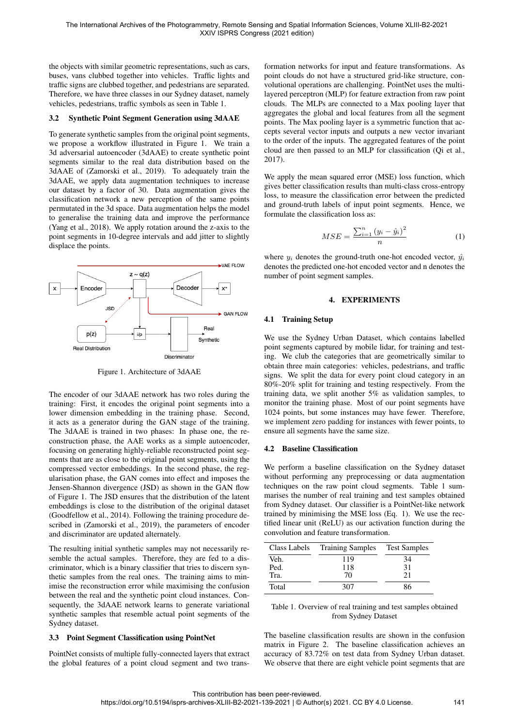the objects with similar geometric representations, such as cars, buses, vans clubbed together into vehicles. Traffic lights and traffic signs are clubbed together, and pedestrians are separated. Therefore, we have three classes in our Sydney dataset, namely vehicles, pedestrians, traffic symbols as seen in Table 1.

### 3.2 Synthetic Point Segment Generation using 3dAAE

To generate synthetic samples from the original point segments, we propose a workflow illustrated in Figure 1. We train a 3d adversarial autoencoder (3dAAE) to create synthetic point segments similar to the real data distribution based on the 3dAAE of (Zamorski et al., 2019). To adequately train the 3dAAE, we apply data augmentation techniques to increase our dataset by a factor of 30. Data augmentation gives the classification network a new perception of the same points permutated in the 3d space. Data augmentation helps the model to generalise the training data and improve the performance (Yang et al., 2018). We apply rotation around the z-axis to the point segments in 10-degree intervals and add jitter to slightly displace the points.

Figure 1. Architecture of 3dAAE

The encoder of our 3dAAE network has two roles during the training: First, it encodes the original point segments into a lower dimension embedding in the training phase. Second, it acts as a generator during the GAN stage of the training. The 3dAAE is trained in two phases: In phase one, the reconstruction phase, the AAE works as a simple autoencoder, focusing on generating highly-reliable reconstructed point segments that are as close to the original point segments, using the compressed vector embeddings. In the second phase, the regularisation phase, the GAN comes into effect and imposes the Jensen-Shannon divergence (JSD) as shown in the GAN flow of Figure 1. The JSD ensures that the distribution of the latent embeddings is close to the distribution of the original dataset (Goodfellow et al., 2014). Following the training procedure described in (Zamorski et al., 2019), the parameters of encoder and discriminator are updated alternately.

The resulting initial synthetic samples may not necessarily resemble the actual samples. Therefore, they are fed to a discriminator, which is a binary classifier that tries to discern synthetic samples from the real ones. The training aims to minimise the reconstruction error while maximising the confusion between the real and the synthetic point cloud instances. Consequently, the 3dAAE network learns to generate variational synthetic samples that resemble actual point segments of the Sydney dataset.

### 3.3 Point Segment Classification using PointNet

PointNet consists of multiple fully-connected layers that extract the global features of a point cloud segment and two transformation networks for input and feature transformations. As point clouds do not have a structured grid-like structure, convolutional operations are challenging. PointNet uses the multi-layered perceptron (MLP) for feature extraction from raw point clouds. The MLPs are connected to a Max pooling layer that aggregates the global and local features from all the segment points. The Max pooling layer is a symmetric function that accepts several vector inputs and outputs a new vector invariant to the order of the inputs. The aggregated features of the point cloud are then passed to an MLP for classification (Qi et al., 2017).

We apply the mean squared error (MSE) loss function, which gives better classification results than multi-class cross-entropy loss, to measure the classification error between the predicted and ground-truth labels of input point segments. Hence, we formulate the classification loss as:

$$MSE = \frac{\sum_{i=1}^{n} (y_i - \hat{y}_i)^2}{n} \quad (1)$$

where $y_i$ denotes the ground-truth one-hot encoded vector, $\hat{y}_i$ denotes the predicted one-hot encoded vector and n denotes the number of point segment samples.

## 4. EXPERIMENTS

### 4.1 Training Setup

We use the Sydney Urban Dataset, which contains labelled point segments captured by mobile lidar, for training and testing. We club the categories that are geometrically similar to obtain three main categories: vehicles, pedestrians, and traffic signs. We split the data for every point cloud category in an 80%-20% split for training and testing respectively. From the training data, we split another 5% as validation samples, to monitor the training phase. Most of our point segments have 1024 points, but some instances may have fewer. Therefore, we implement zero padding for instances with fewer points, to ensure all segments have the same size.

### 4.2 Baseline Classification

We perform a baseline classification on the Sydney dataset without performing any preprocessing or data augmentation techniques on the raw point cloud segments. Table 1 summarises the number of real training and test samples obtained from Sydney dataset. Our classifier is a PointNet-like network trained by minimising the MSE loss (Eq. 1). We use the rectified linear unit (ReLU) as our activation function during the convolution and feature transformation.

| Class Labels | Training Samples | Test Samples |
|---|---|---|
| Veh. | 119 | 34 |
| Ped. | 118 | 31 |
| Tra. | 70 | 21 |
| Total | 307 | 86 |

Table 1. Overview of real training and test samples obtained from Sydney Dataset

The baseline classification results are shown in the confusion matrix in Figure 2. The baseline classification achieves an accuracy of 83.72% on test data from Sydney Urban dataset. We observe that there are eight vehicle point segments that are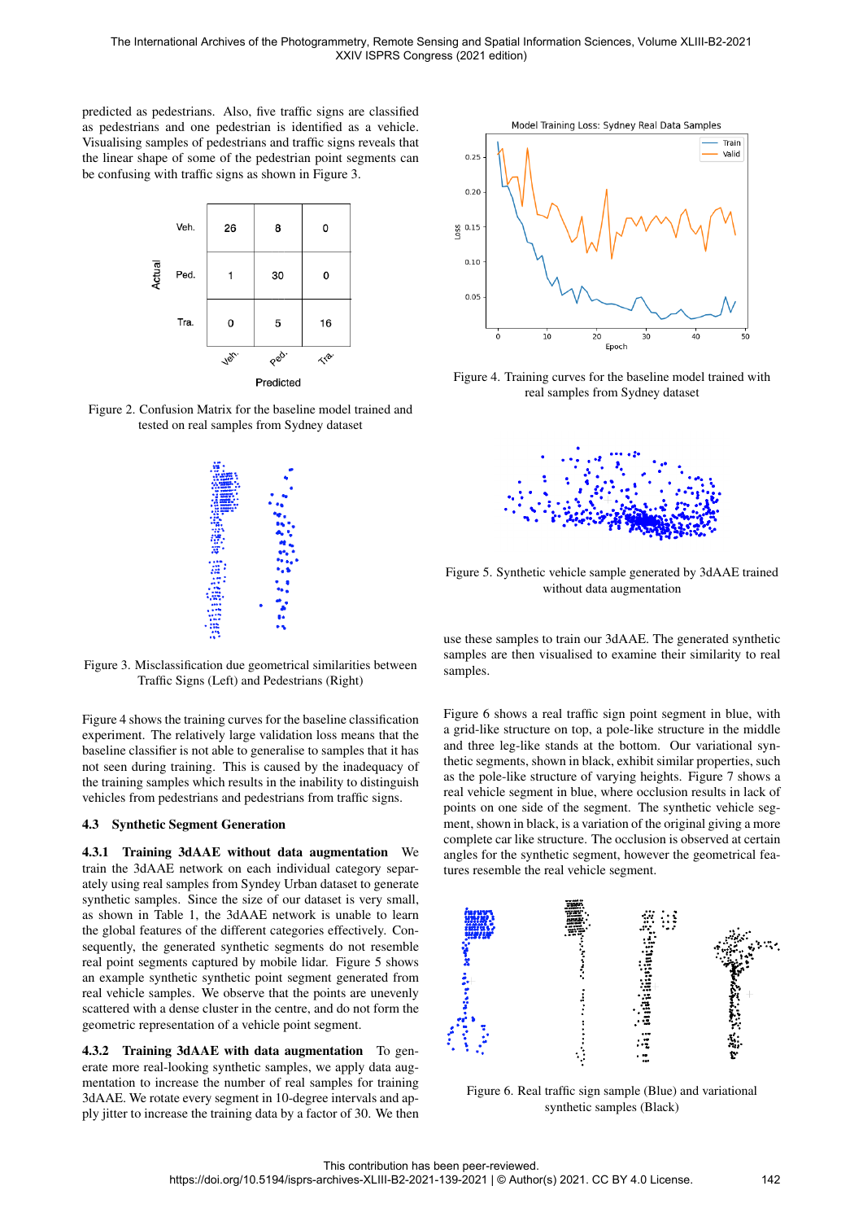predicted as pedestrians. Also, five traffic signs are classified as pedestrians and one pedestrian is identified as a vehicle. Visualising samples of pedestrians and traffic signs reveals that the linear shape of some of the pedestrian point segments can be confusing with traffic signs as shown in Figure 3.

| Actual \ Predicted | Veh. | Ped. | Tra. |
|---|---|---|---|
| Veh. | 26 | 8 | 0 |
| Ped. | 1 | 30 | 0 |
| Tra. | 0 | 5 | 16 |

Figure 2. Confusion Matrix for the baseline model trained and tested on real samples from Sydney dataset

Figure 3. Misclassification due geometrical similarities between Traffic Signs (Left) and Pedestrians (Right)

Figure 4 shows the training curves for the baseline classification experiment. The relatively large validation loss means that the baseline classifier is not able to generalise to samples that it has not seen during training. This is caused by the inadequacy of the training samples which results in the inability to distinguish vehicles from pedestrians and pedestrians from traffic signs.

### 4.3 Synthetic Segment Generation

**4.3.1 Training 3dAAE without data augmentation** We train the 3dAAE network on each individual category separately using real samples from Syndey Urban dataset to generate synthetic samples. Since the size of our dataset is very small, as shown in Table 1, the 3dAAE network is unable to learn the global features of the different categories effectively. Consequently, the generated synthetic segments do not resemble real point segments captured by mobile lidar. Figure 5 shows an example synthetic synthetic point segment generated from real vehicle samples. We observe that the points are unevenly scattered with a dense cluster in the centre, and do not form the geometric representation of a vehicle point segment.

**4.3.2 Training 3dAAE with data augmentation** To generate more real-looking synthetic samples, we apply data augmentation to increase the number of real samples for training 3dAAE. We rotate every segment in 10-degree intervals and apply jitter to increase the training data by a factor of 30. We then

Figure 4. Training curves for the baseline model trained with real samples from Sydney dataset

Figure 5. Synthetic vehicle sample generated by 3dAAE trained without data augmentation

use these samples to train our 3dAAE. The generated synthetic samples are then visualised to examine their similarity to real samples.

Figure 6 shows a real traffic sign point segment in blue, with a grid-like structure on top, a pole-like structure in the middle and three leg-like stands at the bottom. Our variational synthetic segments, shown in black, exhibit similar properties, such as the pole-like structure of varying heights. Figure 7 shows a real vehicle segment in blue, where occlusion results in lack of points on one side of the segment. The synthetic vehicle segment, shown in black, is a variation of the original giving a more complete car like structure. The occlusion is observed at certain angles for the synthetic segment, however the geometrical features resemble the real vehicle segment.

Figure 6. Real traffic sign sample (Blue) and variational synthetic samples (Black)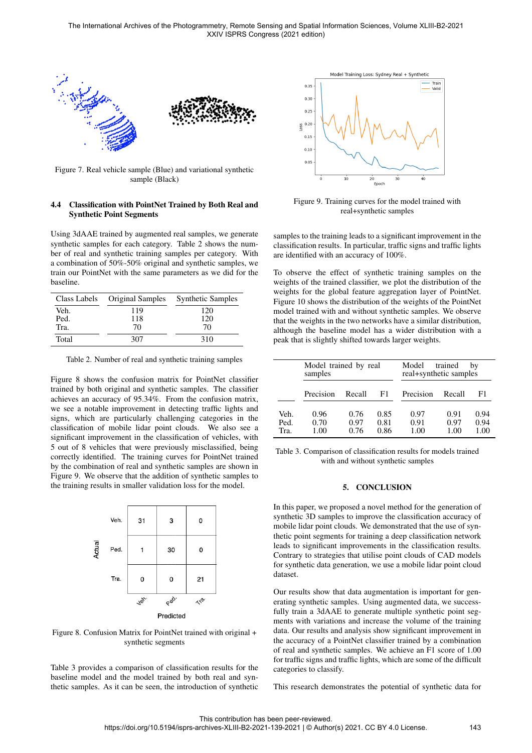Figure 7. Real vehicle sample (Blue) and variational synthetic sample (Black)

### 4.4 Classification with PointNet Trained by Both Real and Synthetic Point Segments

Using 3dAAE trained by augmented real samples, we generate synthetic samples for each category. Table 2 shows the number of real and synthetic training samples per category. With a combination of 50%-50% original and synthetic samples, we train our PointNet with the same parameters as we did for the baseline.

| Class Labels | Original Samples | Synthetic Samples |
|---|---|---|
| Veh. | 119 | 120 |
| Ped. | 118 | 120 |
| Tra. | 70 | 70 |
| Total | 307 | 310 |

Table 2. Number of real and synthetic training samples

Figure 8 shows the confusion matrix for PointNet classifier trained by both original and synthetic samples. The classifier achieves an accuracy of 95.34%. From the confusion matrix, we see a notable improvement in detecting traffic lights and signs, which are particularly challenging categories in the classification of mobile lidar point clouds. We also see a significant improvement in the classification of vehicles, with 5 out of 8 vehicles that were previously misclassified, being correctly identified. The training curves for PointNet trained by the combination of real and synthetic samples are shown in Figure 9. We observe that the addition of synthetic samples to the training results in smaller validation loss for the model.

| Actual \ Predicted | Veh. | Ped. | Tra. |
|---|---|---|---|
| Veh. | 31 | 3 | 0 |
| Ped. | 1 | 30 | 0 |
| Tra. | 0 | 0 | 21 |

Figure 8. Confusion Matrix for PointNet trained with original + synthetic segments

Table 3 provides a comparison of classification results for the baseline model and the model trained by both real and synthetic samples. As it can be seen, the introduction of synthetic samples to the training leads to a significant improvement in the classification results. In particular, traffic signs and traffic lights are identified with an accuracy of 100%.

Figure 9. Training curves for the model trained with real+synthetic samples

To observe the effect of synthetic training samples on the weights of the trained classifier, we plot the distribution of the weights for the global feature aggregation layer of PointNet. Figure 10 shows the distribution of the weights of the PointNet model trained with and without synthetic samples. We observe that the weights in the two networks have a similar distribution, although the baseline model has a wider distribution with a peak that is slightly shifted towards larger weights.

| | Model trained by real samples | | | Model trained by real+synthetic samples | | |
|---|---|---|---|---|---|---|
| | Precision | Recall | F1 | Precision | Recall | F1 |
| Veh. | 0.96 | 0.76 | 0.85 | 0.97 | 0.91 | 0.94 |
| Ped. | 0.70 | 0.97 | 0.81 | 0.91 | 0.97 | 0.94 |
| Tra. | 1.00 | 0.76 | 0.86 | 1.00 | 1.00 | 1.00 |

Table 3. Comparison of classification results for models trained with and without synthetic samples

## 5. CONCLUSION

In this paper, we proposed a novel method for the generation of synthetic 3D samples to improve the classification accuracy of mobile lidar point clouds. We demonstrated that the use of synthetic point segments for training a deep classification network leads to significant improvements in the classification results. Contrary to strategies that utilise point clouds of CAD models for synthetic data generation, we use a mobile lidar point cloud dataset.

Our results show that data augmentation is important for generating synthetic samples. Using augmented data, we successfully train a 3dAAE to generate multiple synthetic point segments with variations and increase the volume of the training data. Our results and analysis show significant improvement in the accuracy of a PointNet classifier trained by a combination of real and synthetic samples. We achieve an F1 score of 1.00 for traffic signs and traffic lights, which are some of the difficult categories to classify.

This research demonstrates the potential of synthetic data for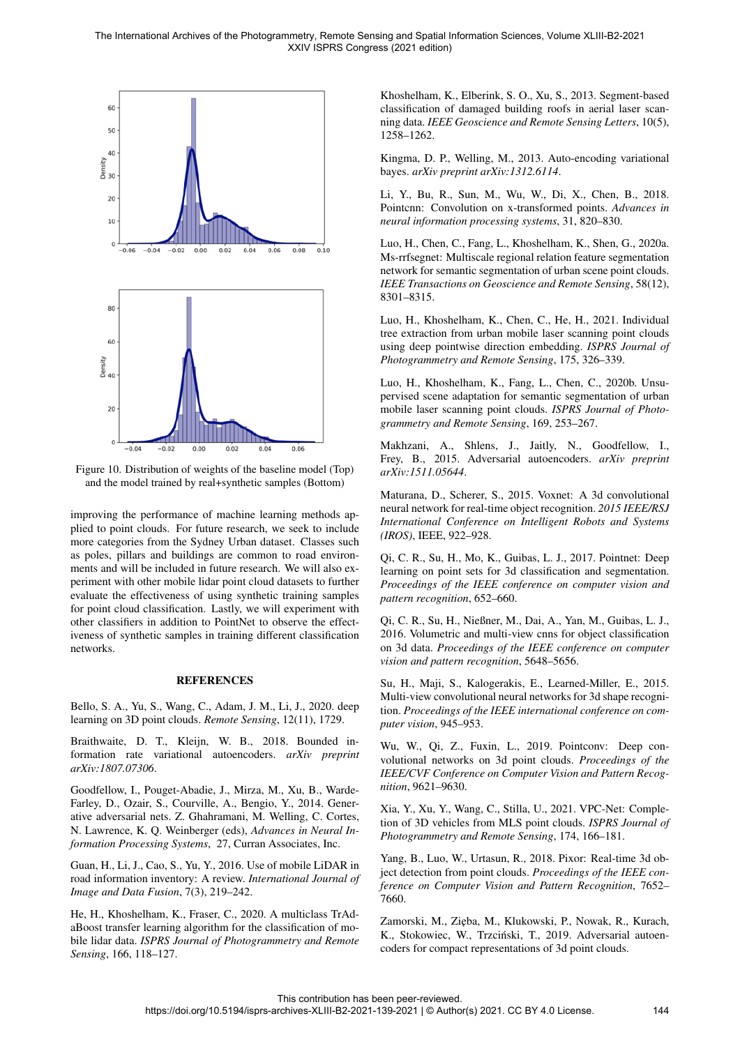Density

60

50

40

30

20

10

0

−0.06 −0.04 −0.02 0.00 0.02 0.04 0.06 0.08 0.10

Density

80

60

40

20

0

−0.04 −0.02 0.00 0.02 0.04 0.06

Figure 10. Distribution of weights of the baseline model (Top) and the model trained by real+synthetic samples (Bottom)

improving the performance of machine learning methods applied to point clouds. For future research, we seek to include more categories from the Sydney Urban dataset. Classes such as poles, pillars and buildings are common to road environments and will be included in future research. We will also experiment with other mobile lidar point cloud datasets to further evaluate the effectiveness of using synthetic training samples for point cloud classification. Lastly, we will experiment with other classifiers in addition to PointNet to observe the effectiveness of synthetic samples in training different classification networks.

## REFERENCES

Bello, S. A., Yu, S., Wang, C., Adam, J. M., Li, J., 2020. deep learning on 3D point clouds. *Remote Sensing*, 12(11), 1729.

Braithwaite, D. T., Kleijn, W. B., 2018. Bounded information rate variational autoencoders. *arXiv preprint arXiv:1807.07306*.

Goodfellow, I., Pouget-Abadie, J., Mirza, M., Xu, B., Warde-Farley, D., Ozair, S., Courville, A., Bengio, Y., 2014. Generative adversarial nets. Z. Ghahramani, M. Welling, C. Cortes, N. Lawrence, K. Q. Weinberger (eds), *Advances in Neural Information Processing Systems*, 27, Curran Associates, Inc.

Guan, H., Li, J., Cao, S., Yu, Y., 2016. Use of mobile LiDAR in road information inventory: A review. *International Journal of Image and Data Fusion*, 7(3), 219–242.

He, H., Khoshelham, K., Fraser, C., 2020. A multiclass TrAdaBoost transfer learning algorithm for the classification of mobile lidar data. *ISPRS Journal of Photogrammetry and Remote Sensing*, 166, 118–127.

Khoshelham, K., Elberink, S. O., Xu, S., 2013. Segment-based classification of damaged building roofs in aerial laser scanning data. *IEEE Geoscience and Remote Sensing Letters*, 10(5), 1258–1262.

Kingma, D. P., Welling, M., 2013. Auto-encoding variational bayes. *arXiv preprint arXiv:1312.6114*.

Li, Y., Bu, R., Sun, M., Wu, W., Di, X., Chen, B., 2018. Pointcnn: Convolution on x-transformed points. *Advances in neural information processing systems*, 31, 820–830.

Luo, H., Chen, C., Fang, L., Khoshelham, K., Shen, G., 2020a. Ms-rrfsegnet: Multiscale regional relation feature segmentation network for semantic segmentation of urban scene point clouds. *IEEE Transactions on Geoscience and Remote Sensing*, 58(12), 8301–8315.

Luo, H., Khoshelham, K., Chen, C., He, H., 2021. Individual tree extraction from urban mobile laser scanning point clouds using deep pointwise direction embedding. *ISPRS Journal of Photogrammetry and Remote Sensing*, 175, 326–339.

Luo, H., Khoshelham, K., Fang, L., Chen, C., 2020b. Unsupervised scene adaptation for semantic segmentation of urban mobile laser scanning point clouds. *ISPRS Journal of Photogrammetry and Remote Sensing*, 169, 253–267.

Makhzani, A., Shlens, J., Jaitly, N., Goodfellow, I., Frey, B., 2015. Adversarial autoencoders. *arXiv preprint arXiv:1511.05644*.

Maturana, D., Scherer, S., 2015. Voxnet: A 3d convolutional neural network for real-time object recognition. *2015 IEEE/RSJ International Conference on Intelligent Robots and Systems (IROS)*, IEEE, 922–928.

Qi, C. R., Su, H., Mo, K., Guibas, L. J., 2017. Pointnet: Deep learning on point sets for 3d classification and segmentation. *Proceedings of the IEEE conference on computer vision and pattern recognition*, 652–660.

Qi, C. R., Su, H., Nießner, M., Dai, A., Yan, M., Guibas, L. J., 2016. Volumetric and multi-view cnns for object classification on 3d data. *Proceedings of the IEEE conference on computer vision and pattern recognition*, 5648–5656.

Su, H., Maji, S., Kalogerakis, E., Learned-Miller, E., 2015. Multi-view convolutional neural networks for 3d shape recognition. *Proceedings of the IEEE international conference on computer vision*, 945–953.

Wu, W., Qi, Z., Fuxin, L., 2019. Pointconv: Deep convolutional networks on 3d point clouds. *Proceedings of the IEEE/CVF Conference on Computer Vision and Pattern Recognition*, 9621–9630.

Xia, Y., Xu, Y., Wang, C., Stilla, U., 2021. VPC-Net: Completion of 3D vehicles from MLS point clouds. *ISPRS Journal of Photogrammetry and Remote Sensing*, 174, 166–181.

Yang, B., Luo, W., Urtasun, R., 2018. Pixor: Real-time 3d object detection from point clouds. *Proceedings of the IEEE conference on Computer Vision and Pattern Recognition*, 7652–7660.

Zamorski, M., Zięba, M., Klukowski, P., Nowak, R., Kurach, K., Stokowiec, W., Trzciński, T., 2019. Adversarial autoencoders for compact representations of 3d point clouds.